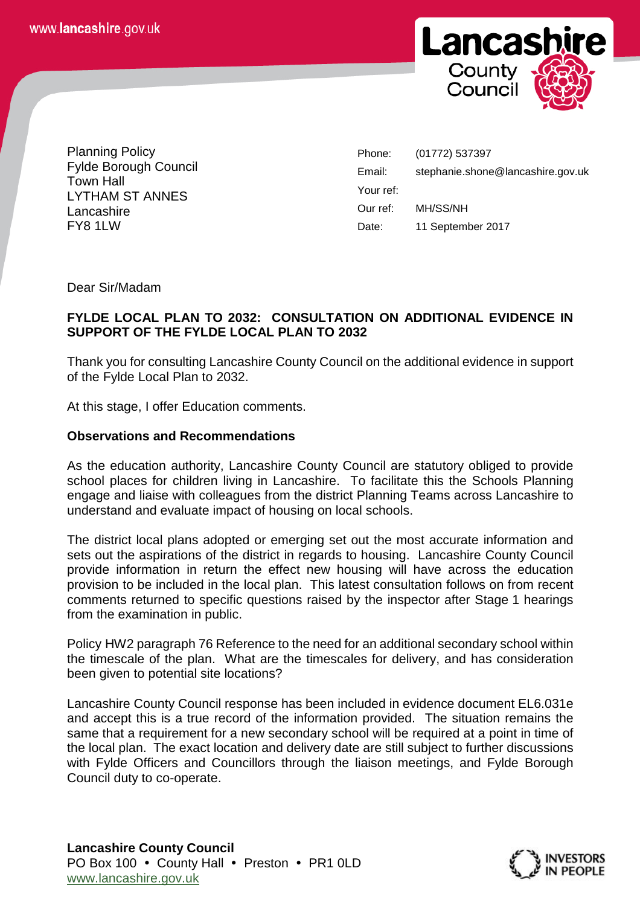www.lancashire.gov.uk

Planning Policy
Fylde Borough Council
Town Hall
LYTHAM ST ANNES
Lancashire
FY8 1LW

| | |
|---|---|
| Phone: | (01772) 537397 |
| Email: | stephanie.shone@lancashire.gov.uk |
| Your ref: | |
| Our ref: | MH/SS/NH |
| Date: | 11 September 2017 |

Dear Sir/Madam

**FYLDE LOCAL PLAN TO 2032: CONSULTATION ON ADDITIONAL EVIDENCE IN SUPPORT OF THE FYLDE LOCAL PLAN TO 2032**

Thank you for consulting Lancashire County Council on the additional evidence in support of the Fylde Local Plan to 2032.

At this stage, I offer Education comments.

**Observations and Recommendations**

As the education authority, Lancashire County Council are statutory obliged to provide school places for children living in Lancashire. To facilitate this the Schools Planning engage and liaise with colleagues from the district Planning Teams across Lancashire to understand and evaluate impact of housing on local schools.

The district local plans adopted or emerging set out the most accurate information and sets out the aspirations of the district in regards to housing. Lancashire County Council provide information in return the effect new housing will have across the education provision to be included in the local plan. This latest consultation follows on from recent comments returned to specific questions raised by the inspector after Stage 1 hearings from the examination in public.

Policy HW2 paragraph 76 Reference to the need for an additional secondary school within the timescale of the plan. What are the timescales for delivery, and has consideration been given to potential site locations?

Lancashire County Council response has been included in evidence document EL6.031e and accept this is a true record of the information provided. The situation remains the same that a requirement for a new secondary school will be required at a point in time of the local plan. The exact location and delivery date are still subject to further discussions with Fylde Officers and Councillors through the liaison meetings, and Fylde Borough Council duty to co-operate.

**Lancashire County Council**
PO Box 100 • County Hall • Preston • PR1 0LD
www.lancashire.gov.uk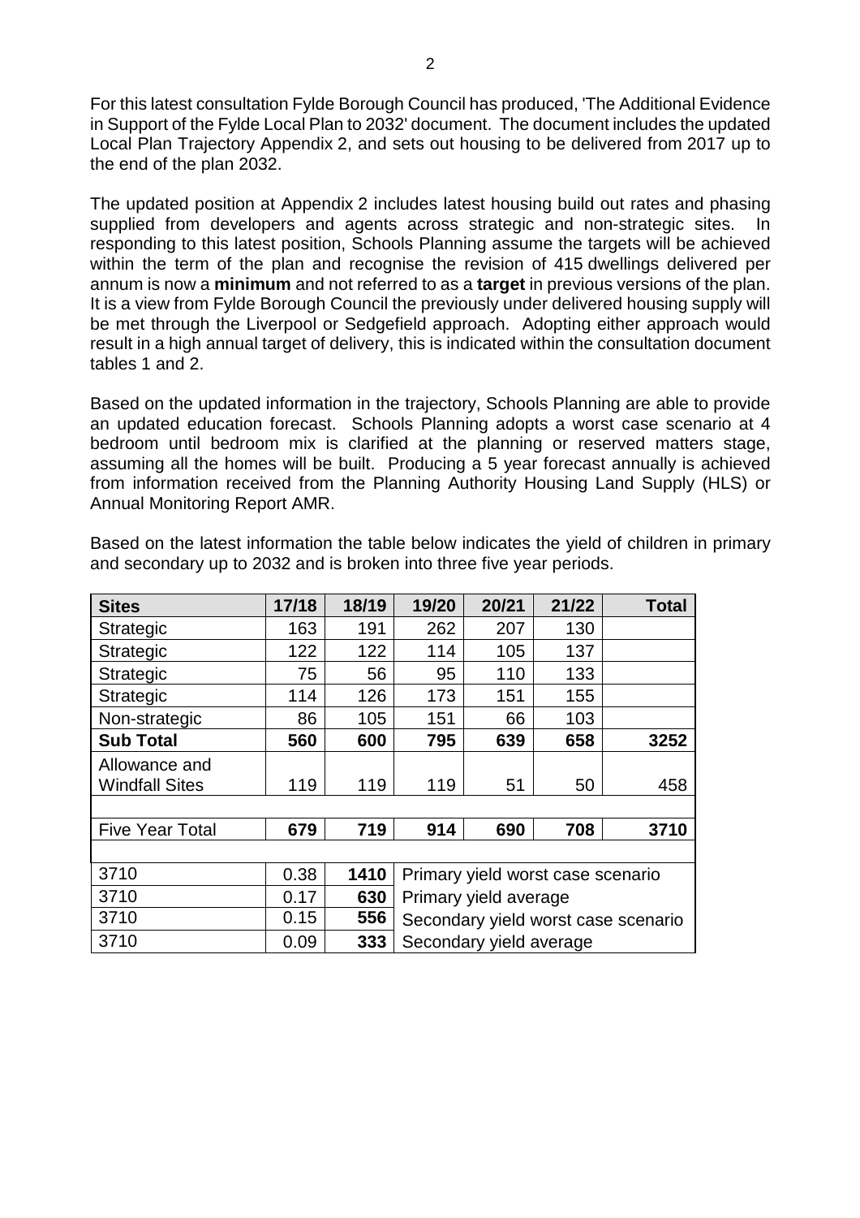For this latest consultation Fylde Borough Council has produced, 'The Additional Evidence in Support of the Fylde Local Plan to 2032' document. The document includes the updated Local Plan Trajectory Appendix 2, and sets out housing to be delivered from 2017 up to the end of the plan 2032.

The updated position at Appendix 2 includes latest housing build out rates and phasing supplied from developers and agents across strategic and non-strategic sites. In responding to this latest position, Schools Planning assume the targets will be achieved within the term of the plan and recognise the revision of 415 dwellings delivered per annum is now a **minimum** and not referred to as a **target** in previous versions of the plan. It is a view from Fylde Borough Council the previously under delivered housing supply will be met through the Liverpool or Sedgefield approach. Adopting either approach would result in a high annual target of delivery, this is indicated within the consultation document tables 1 and 2.

Based on the updated information in the trajectory, Schools Planning are able to provide an updated education forecast. Schools Planning adopts a worst case scenario at 4 bedroom until bedroom mix is clarified at the planning or reserved matters stage, assuming all the homes will be built. Producing a 5 year forecast annually is achieved from information received from the Planning Authority Housing Land Supply (HLS) or Annual Monitoring Report AMR.

Based on the latest information the table below indicates the yield of children in primary and secondary up to 2032 and is broken into three five year periods.

| **Sites** | **17/18** | **18/19** | **19/20** | **20/21** | **21/22** | **Total** |
|---|---|---|---|---|---|---|
| Strategic | 163 | 191 | 262 | 207 | 130 | |
| Strategic | 122 | 122 | 114 | 105 | 137 | |
| Strategic | 75 | 56 | 95 | 110 | 133 | |
| Strategic | 114 | 126 | 173 | 151 | 155 | |
| Non-strategic | 86 | 105 | 151 | 66 | 103 | |
| **Sub Total** | **560** | **600** | **795** | **639** | **658** | **3252** |
| Allowance and Windfall Sites | 119 | 119 | 119 | 51 | 50 | 458 |
| | | | | | | |
| Five Year Total | **679** | **719** | **914** | **690** | **708** | **3710** |
| | | | | | | |
| 3710 | 0.38 | **1410** | Primary yield worst case scenario | | | |
| 3710 | 0.17 | **630** | Primary yield average | | | |
| 3710 | 0.15 | **556** | Secondary yield worst case scenario | | | |
| 3710 | 0.09 | **333** | Secondary yield average | | | |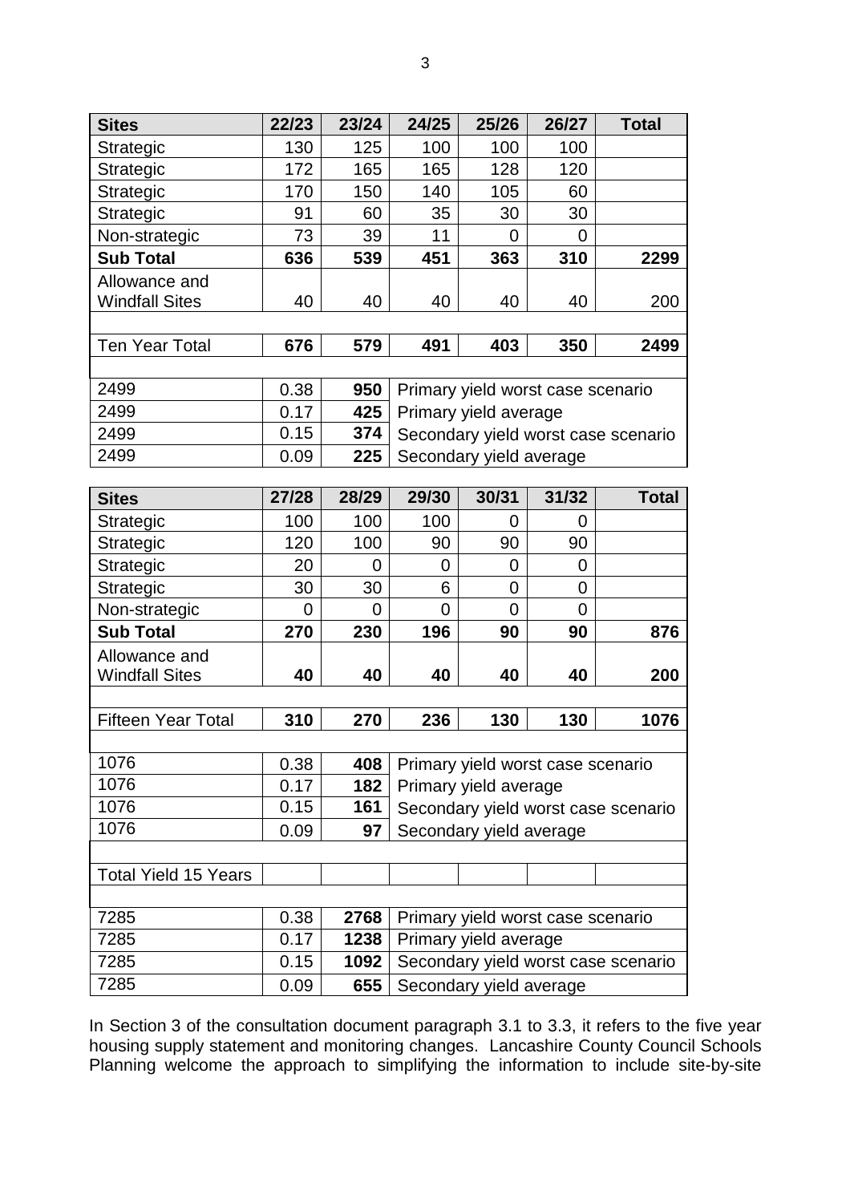| Sites | 22/23 | 23/24 | 24/25 | 25/26 | 26/27 | Total |
|---|---|---|---|---|---|---|
| Strategic | 130 | 125 | 100 | 100 | 100 | |
| Strategic | 172 | 165 | 165 | 128 | 120 | |
| Strategic | 170 | 150 | 140 | 105 | 60 | |
| Strategic | 91 | 60 | 35 | 30 | 30 | |
| Non-strategic | 73 | 39 | 11 | 0 | 0 | |
| **Sub Total** | **636** | **539** | **451** | **363** | **310** | **2299** |
| Allowance and Windfall Sites | 40 | 40 | 40 | 40 | 40 | 200 |
| | | | | | | |
| Ten Year Total | **676** | **579** | **491** | **403** | **350** | **2499** |
| | | | | | | |
| 2499 | 0.38 | **950** | Primary yield worst case scenario | | | |
| 2499 | 0.17 | **425** | Primary yield average | | | |
| 2499 | 0.15 | **374** | Secondary yield worst case scenario | | | |
| 2499 | 0.09 | **225** | Secondary yield average | | | |

| Sites | 27/28 | 28/29 | 29/30 | 30/31 | 31/32 | Total |
|---|---|---|---|---|---|---|
| Strategic | 100 | 100 | 100 | 0 | 0 | |
| Strategic | 120 | 100 | 90 | 90 | 90 | |
| Strategic | 20 | 0 | 0 | 0 | 0 | |
| Strategic | 30 | 30 | 6 | 0 | 0 | |
| Non-strategic | 0 | 0 | 0 | 0 | 0 | |
| **Sub Total** | **270** | **230** | **196** | **90** | **90** | **876** |
| Allowance and Windfall Sites | **40** | **40** | **40** | **40** | **40** | **200** |
| | | | | | | |
| Fifteen Year Total | **310** | **270** | **236** | **130** | **130** | **1076** |
| | | | | | | |
| 1076 | 0.38 | **408** | Primary yield worst case scenario | | | |
| 1076 | 0.17 | **182** | Primary yield average | | | |
| 1076 | 0.15 | **161** | Secondary yield worst case scenario | | | |
| 1076 | 0.09 | **97** | Secondary yield average | | | |
| | | | | | | |
| Total Yield 15 Years | | | | | | |
| | | | | | | |
| 7285 | 0.38 | **2768** | Primary yield worst case scenario | | | |
| 7285 | 0.17 | **1238** | Primary yield average | | | |
| 7285 | 0.15 | **1092** | Secondary yield worst case scenario | | | |
| 7285 | 0.09 | **655** | Secondary yield average | | | |

In Section 3 of the consultation document paragraph 3.1 to 3.3, it refers to the five year housing supply statement and monitoring changes. Lancashire County Council Schools Planning welcome the approach to simplifying the information to include site-by-site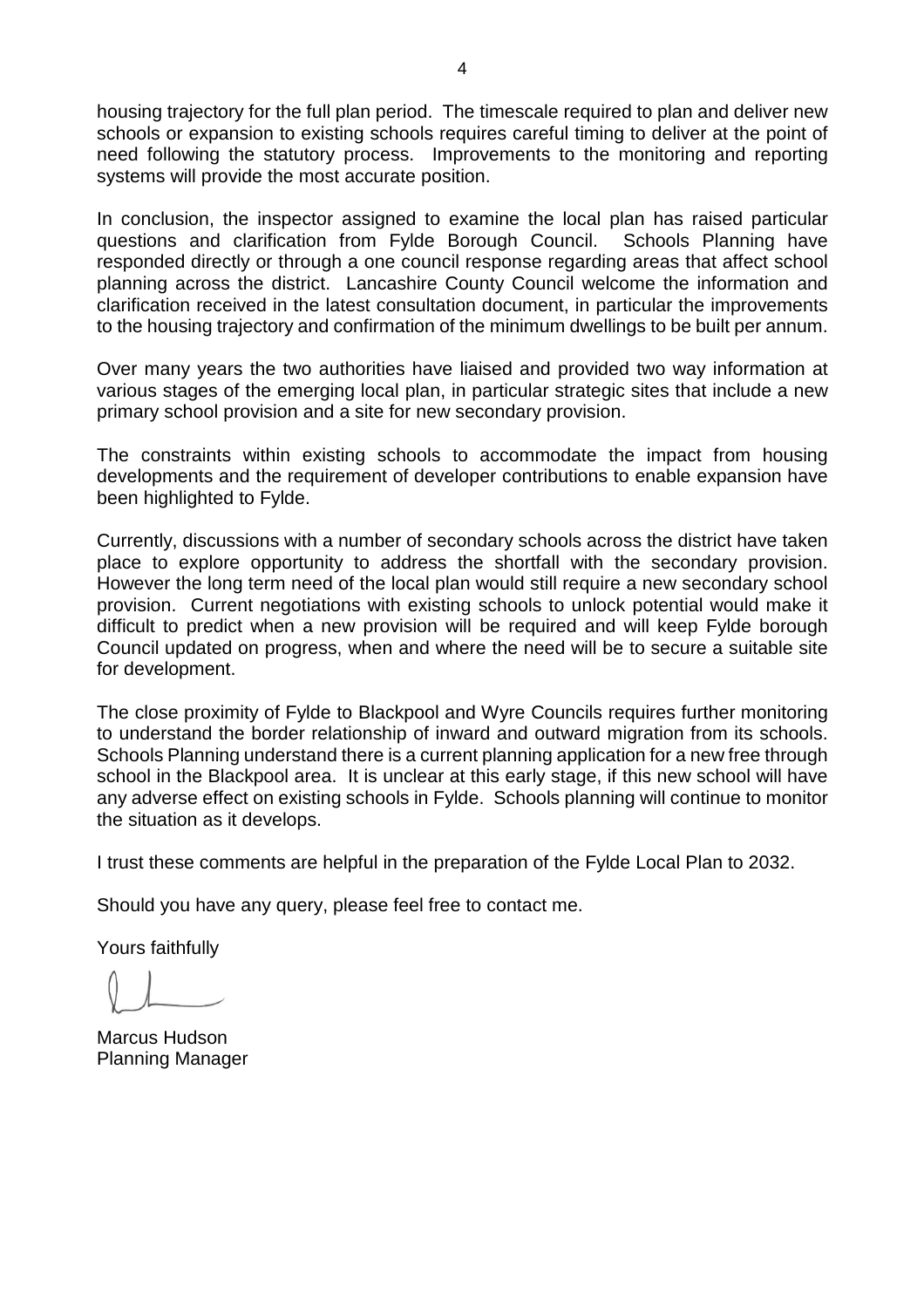housing trajectory for the full plan period. The timescale required to plan and deliver new schools or expansion to existing schools requires careful timing to deliver at the point of need following the statutory process. Improvements to the monitoring and reporting systems will provide the most accurate position.

In conclusion, the inspector assigned to examine the local plan has raised particular questions and clarification from Fylde Borough Council. Schools Planning have responded directly or through a one council response regarding areas that affect school planning across the district. Lancashire County Council welcome the information and clarification received in the latest consultation document, in particular the improvements to the housing trajectory and confirmation of the minimum dwellings to be built per annum.

Over many years the two authorities have liaised and provided two way information at various stages of the emerging local plan, in particular strategic sites that include a new primary school provision and a site for new secondary provision.

The constraints within existing schools to accommodate the impact from housing developments and the requirement of developer contributions to enable expansion have been highlighted to Fylde.

Currently, discussions with a number of secondary schools across the district have taken place to explore opportunity to address the shortfall with the secondary provision. However the long term need of the local plan would still require a new secondary school provision. Current negotiations with existing schools to unlock potential would make it difficult to predict when a new provision will be required and will keep Fylde borough Council updated on progress, when and where the need will be to secure a suitable site for development.

The close proximity of Fylde to Blackpool and Wyre Councils requires further monitoring to understand the border relationship of inward and outward migration from its schools. Schools Planning understand there is a current planning application for a new free through school in the Blackpool area. It is unclear at this early stage, if this new school will have any adverse effect on existing schools in Fylde. Schools planning will continue to monitor the situation as it develops.

I trust these comments are helpful in the preparation of the Fylde Local Plan to 2032.

Should you have any query, please feel free to contact me.

Yours faithfully

Marcus Hudson
Planning Manager